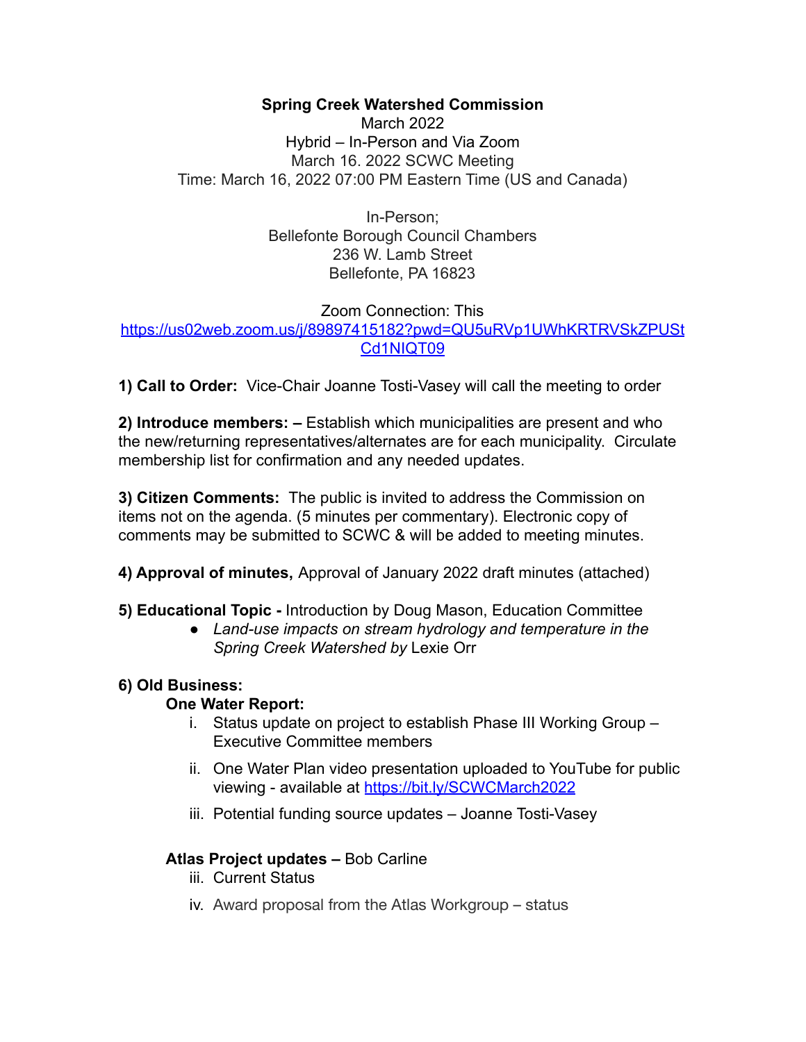**Spring Creek Watershed Commission**
March 2022
Hybrid – In-Person and Via Zoom
March 16. 2022 SCWC Meeting
Time: March 16, 2022 07:00 PM Eastern Time (US and Canada)

In-Person;
Bellefonte Borough Council Chambers
236 W. Lamb Street
Bellefonte, PA 16823

Zoom Connection: This
[https://us02web.zoom.us/j/89897415182?pwd=QU5uRVp1UWhKRTRVSkZPUStCd1NIQT09](https://us02web.zoom.us/j/89897415182?pwd=QU5uRVp1UWhKRTRVSkZPUStCd1NIQT09)

**1) Call to Order:** Vice-Chair Joanne Tosti-Vasey will call the meeting to order

**2) Introduce members: –** Establish which municipalities are present and who the new/returning representatives/alternates are for each municipality. Circulate membership list for confirmation and any needed updates.

**3) Citizen Comments:** The public is invited to address the Commission on items not on the agenda. (5 minutes per commentary). Electronic copy of comments may be submitted to SCWC & will be added to meeting minutes.

**4) Approval of minutes,** Approval of January 2022 draft minutes (attached)

**5) Educational Topic -** Introduction by Doug Mason, Education Committee

- *Land-use impacts on stream hydrology and temperature in the Spring Creek Watershed by* Lexie Orr

**6) Old Business:**

**One Water Report:**

i. Status update on project to establish Phase III Working Group – Executive Committee members

ii. One Water Plan video presentation uploaded to YouTube for public viewing - available at [https://bit.ly/SCWCMarch2022](https://bit.ly/SCWCMarch2022)

iii. Potential funding source updates – Joanne Tosti-Vasey

**Atlas Project updates –** Bob Carline

iii. Current Status

iv. Award proposal from the Atlas Workgroup – status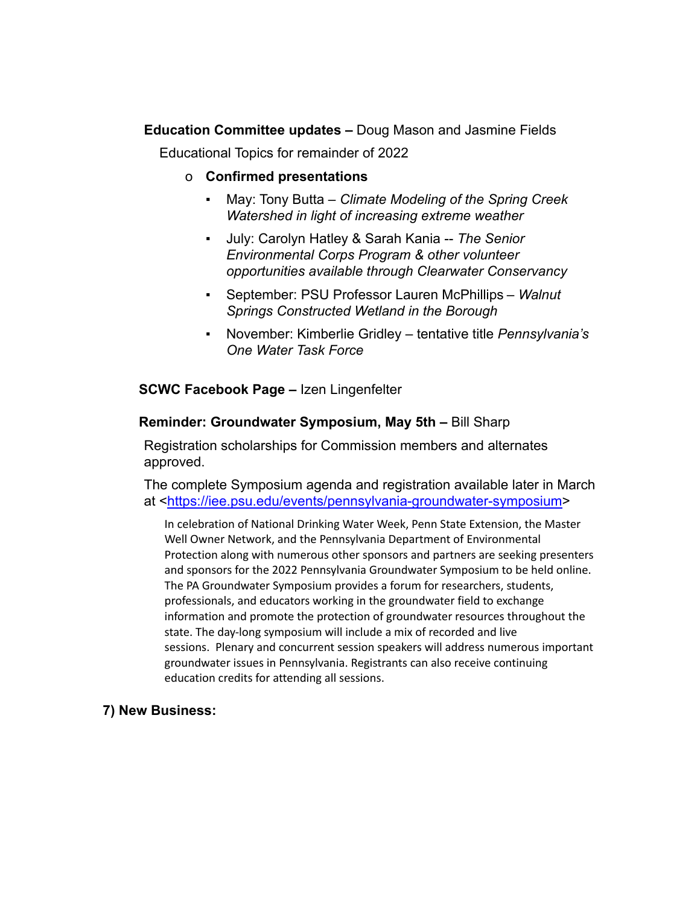**Education Committee updates –** Doug Mason and Jasmine Fields

Educational Topics for remainder of 2022

- **Confirmed presentations**
  - May: Tony Butta – *Climate Modeling of the Spring Creek Watershed in light of increasing extreme weather*
  - July: Carolyn Hatley & Sarah Kania -- *The Senior Environmental Corps Program & other volunteer opportunities available through Clearwater Conservancy*
  - September: PSU Professor Lauren McPhillips – *Walnut Springs Constructed Wetland in the Borough*
  - November: Kimberlie Gridley – tentative title *Pennsylvania's One Water Task Force*

**SCWC Facebook Page –** Izen Lingenfelter

**Reminder: Groundwater Symposium, May 5th –** Bill Sharp

Registration scholarships for Commission members and alternates approved.

The complete Symposium agenda and registration available later in March at <https://iee.psu.edu/events/pennsylvania-groundwater-symposium>

In celebration of National Drinking Water Week, Penn State Extension, the Master Well Owner Network, and the Pennsylvania Department of Environmental Protection along with numerous other sponsors and partners are seeking presenters and sponsors for the 2022 Pennsylvania Groundwater Symposium to be held online. The PA Groundwater Symposium provides a forum for researchers, students, professionals, and educators working in the groundwater field to exchange information and promote the protection of groundwater resources throughout the state. The day-long symposium will include a mix of recorded and live sessions. Plenary and concurrent session speakers will address numerous important groundwater issues in Pennsylvania. Registrants can also receive continuing education credits for attending all sessions.

**7) New Business:**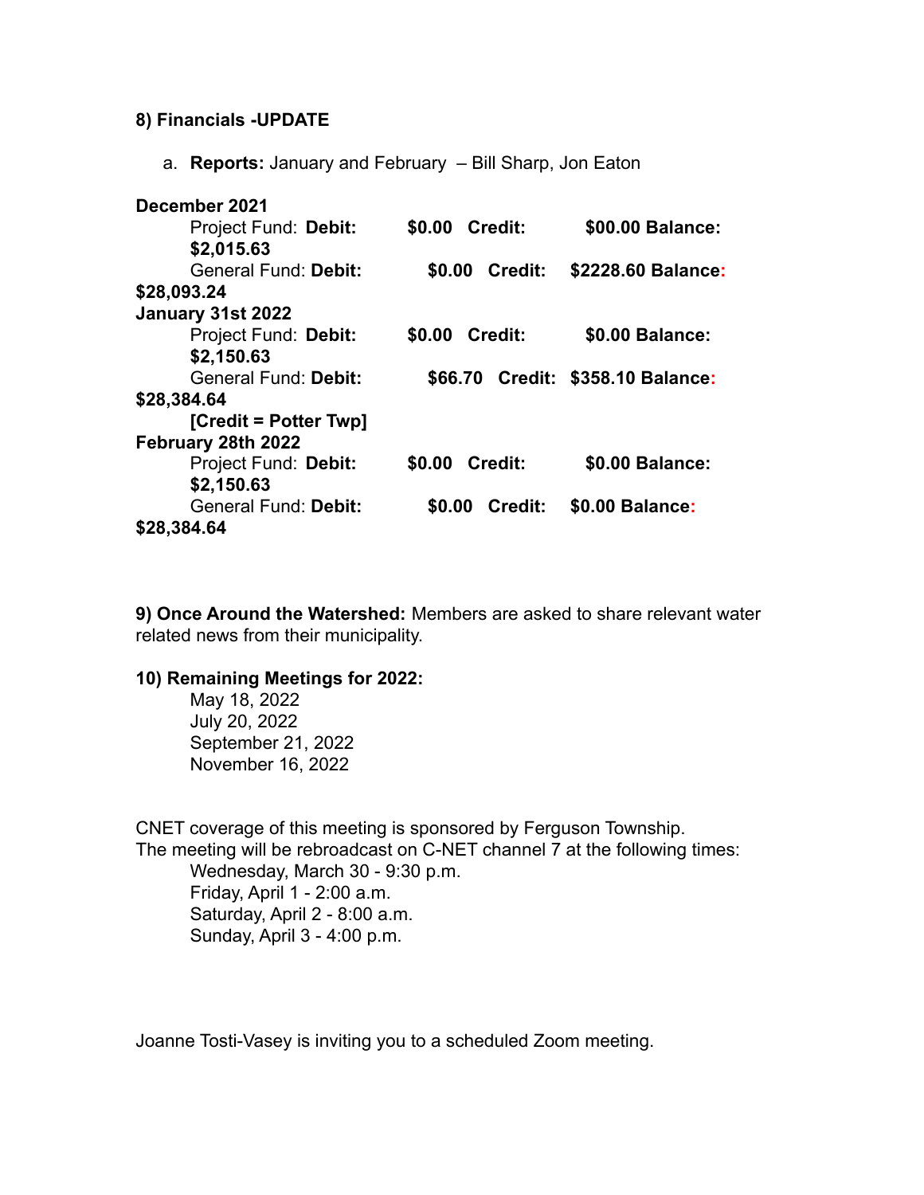**8) Financials -UPDATE**

a. **Reports:** January and February – Bill Sharp, Jon Eaton

**December 2021**

Project Fund: **Debit: $0.00 Credit: $00.00 Balance: $2,015.63**

General Fund: **Debit: $0.00 Credit: $2228.60 Balance: $28,093.24**

**January 31st 2022**

Project Fund: **Debit: $0.00 Credit: $0.00 Balance: $2,150.63**

General Fund: **Debit: $66.70 Credit: $358.10 Balance: $28,384.64**

**[Credit = Potter Twp]**

**February 28th 2022**

Project Fund: **Debit: $0.00 Credit: $0.00 Balance: $2,150.63**

General Fund: **Debit: $0.00 Credit: $0.00 Balance: $28,384.64**

**9) Once Around the Watershed:** Members are asked to share relevant water related news from their municipality.

**10) Remaining Meetings for 2022:**

May 18, 2022
July 20, 2022
September 21, 2022
November 16, 2022

CNET coverage of this meeting is sponsored by Ferguson Township.
The meeting will be rebroadcast on C-NET channel 7 at the following times:

Wednesday, March 30 - 9:30 p.m.
Friday, April 1 - 2:00 a.m.
Saturday, April 2 - 8:00 a.m.
Sunday, April 3 - 4:00 p.m.

Joanne Tosti-Vasey is inviting you to a scheduled Zoom meeting.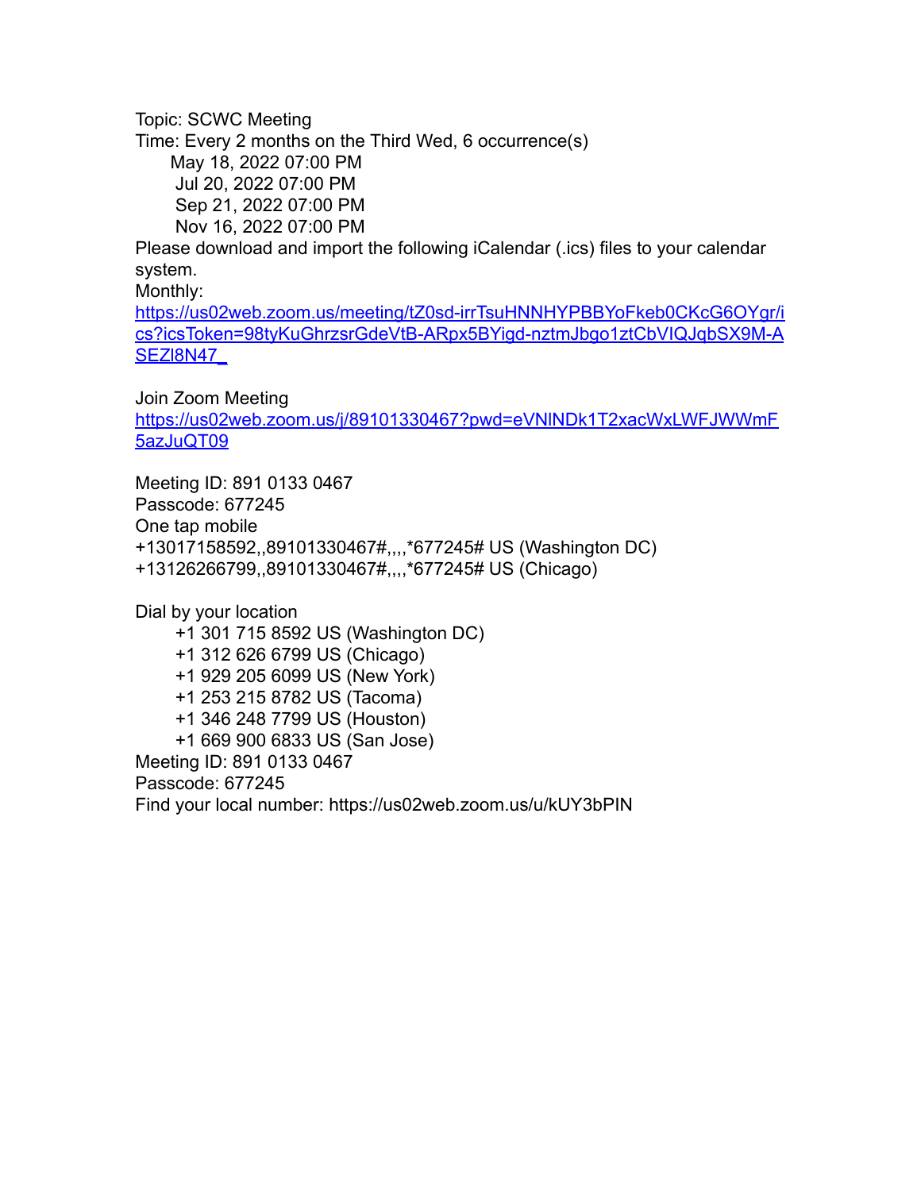Topic: SCWC Meeting
Time: Every 2 months on the Third Wed, 6 occurrence(s)

May 18, 2022 07:00 PM
Jul 20, 2022 07:00 PM
Sep 21, 2022 07:00 PM
Nov 16, 2022 07:00 PM

Please download and import the following iCalendar (.ics) files to your calendar system.
Monthly:
https://us02web.zoom.us/meeting/tZ0sd-irrTsuHNNHYPBBYoFkeb0CKcG6OYgr/ics?icsToken=98tyKuGhrzsrGdeVtB-ARpx5BYigd-nztmJbgo1ztCbVIQJqbSX9M-ASEZl8N47_

Join Zoom Meeting
https://us02web.zoom.us/j/89101330467?pwd=eVNlNDk1T2xacWxLWFJWWmF5azJuQT09

Meeting ID: 891 0133 0467
Passcode: 677245
One tap mobile
+13017158592,,89101330467#,,,,*677245# US (Washington DC)
+13126266799,,89101330467#,,,,*677245# US (Chicago)

Dial by your location

+1 301 715 8592 US (Washington DC)
+1 312 626 6799 US (Chicago)
+1 929 205 6099 US (New York)
+1 253 215 8782 US (Tacoma)
+1 346 248 7799 US (Houston)
+1 669 900 6833 US (San Jose)

Meeting ID: 891 0133 0467
Passcode: 677245
Find your local number: https://us02web.zoom.us/u/kUY3bPIN